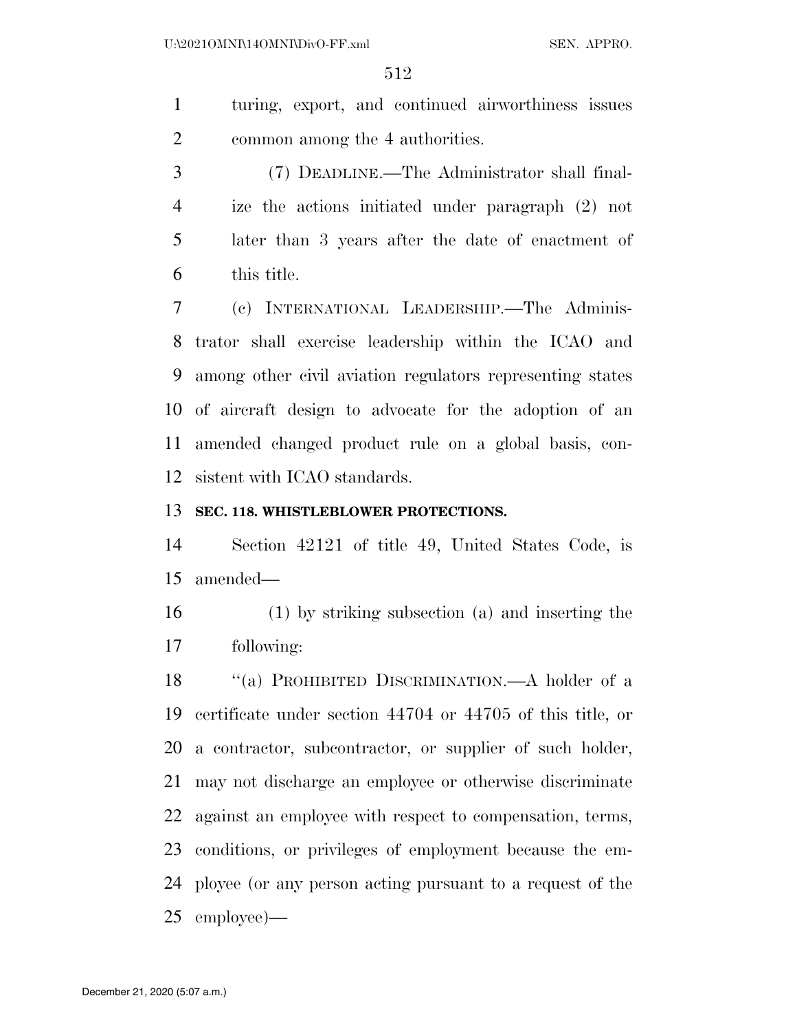turing, export, and continued airworthiness issues common among the 4 authorities.

(7) DEADLINE.—The Administrator shall finalize the actions initiated under paragraph (2) not later than 3 years after the date of enactment of this title.

(c) INTERNATIONAL LEADERSHIP.—The Administrator shall exercise leadership within the ICAO and among other civil aviation regulators representing states of aircraft design to advocate for the adoption of an amended changed product rule on a global basis, consistent with ICAO standards.

**SEC. 118. WHISTLEBLOWER PROTECTIONS.**

Section 42121 of title 49, United States Code, is amended—

(1) by striking subsection (a) and inserting the following:

"(a) PROHIBITED DISCRIMINATION.—A holder of a certificate under section 44704 or 44705 of this title, or a contractor, subcontractor, or supplier of such holder, may not discharge an employee or otherwise discriminate against an employee with respect to compensation, terms, conditions, or privileges of employment because the employee (or any person acting pursuant to a request of the employee)—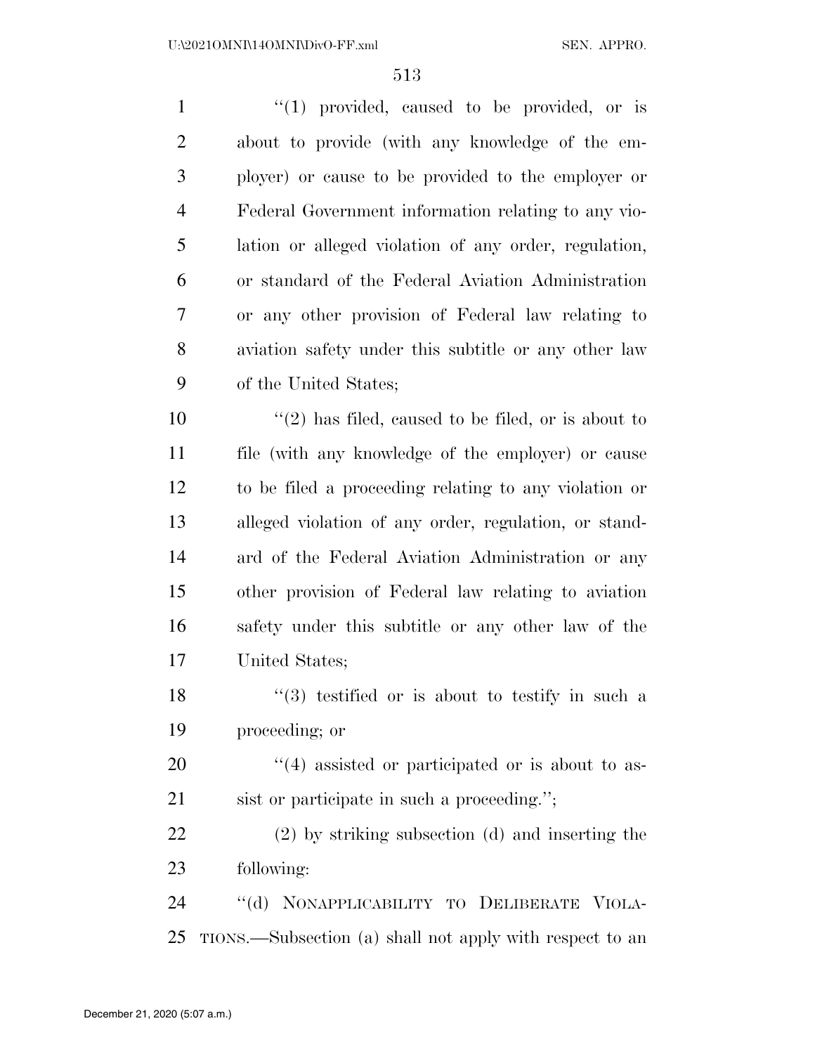"(1) provided, caused to be provided, or is about to provide (with any knowledge of the employer) or cause to be provided to the employer or Federal Government information relating to any violation or alleged violation of any order, regulation, or standard of the Federal Aviation Administration or any other provision of Federal law relating to aviation safety under this subtitle or any other law of the United States;

"(2) has filed, caused to be filed, or is about to file (with any knowledge of the employer) or cause to be filed a proceeding relating to any violation or alleged violation of any order, regulation, or standard of the Federal Aviation Administration or any other provision of Federal law relating to aviation safety under this subtitle or any other law of the United States;

"(3) testified or is about to testify in such a proceeding; or

"(4) assisted or participated or is about to assist or participate in such a proceeding.";

(2) by striking subsection (d) and inserting the following:

"(d) NONAPPLICABILITY TO DELIBERATE VIOLATIONS.—Subsection (a) shall not apply with respect to an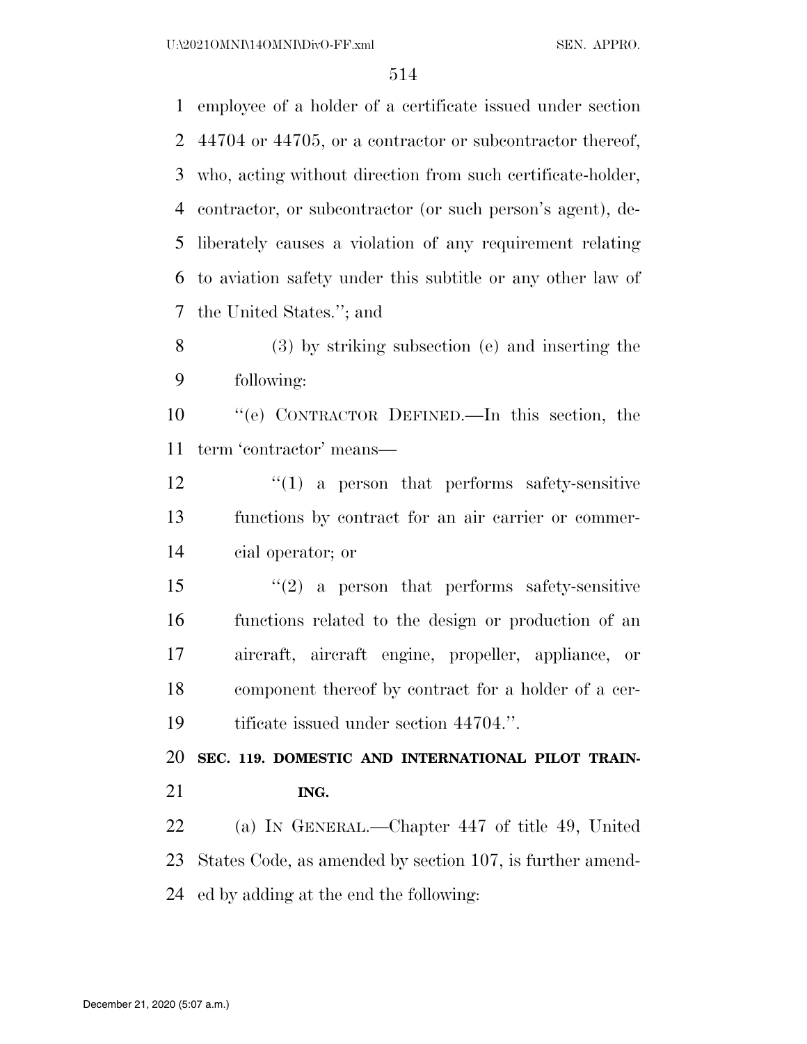employee of a holder of a certificate issued under section 44704 or 44705, or a contractor or subcontractor thereof, who, acting without direction from such certificate-holder, contractor, or subcontractor (or such person's agent), deliberately causes a violation of any requirement relating to aviation safety under this subtitle or any other law of the United States.''; and

(3) by striking subsection (e) and inserting the following:

''(e) CONTRACTOR DEFINED.—In this section, the term 'contractor' means—

''(1) a person that performs safety-sensitive functions by contract for an air carrier or commercial operator; or

''(2) a person that performs safety-sensitive functions related to the design or production of an aircraft, aircraft engine, propeller, appliance, or component thereof by contract for a holder of a certificate issued under section 44704.''.

**SEC. 119. DOMESTIC AND INTERNATIONAL PILOT TRAINING.**

(a) IN GENERAL.—Chapter 447 of title 49, United States Code, as amended by section 107, is further amended by adding at the end the following: